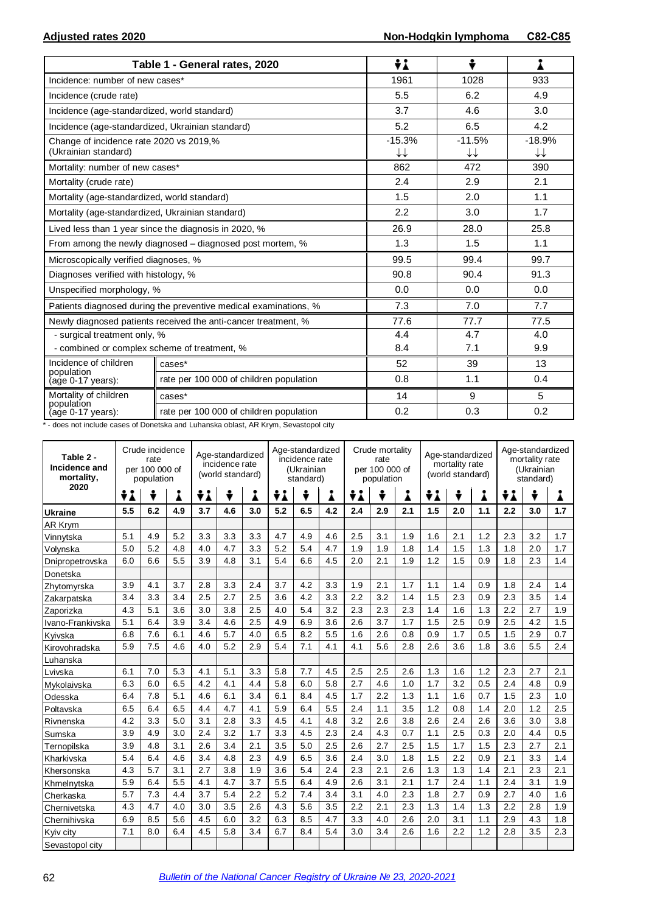**Adjusted rates 2020** **Non-Hodgkin lymphoma C82-C85**

| Table 1 - General rates, 2020 | | Both sexes | Male | Female |
|---|---|---|---|---|
| Incidence: number of new cases* | | 1961 | 1028 | 933 |
| Incidence (crude rate) | | 5.5 | 6.2 | 4.9 |
| Incidence (age-standardized, world standard) | | 3.7 | 4.6 | 3.0 |
| Incidence (age-standardized, Ukrainian standard) | | 5.2 | 6.5 | 4.2 |
| Change of incidence rate 2020 vs 2019,% (Ukrainian standard) | | -15.3% ↓↓ | -11.5% ↓↓ | -18.9% ↓↓ |
| Mortality: number of new cases* | | 862 | 472 | 390 |
| Mortality (crude rate) | | 2.4 | 2.9 | 2.1 |
| Mortality (age-standardized, world standard) | | 1.5 | 2.0 | 1.1 |
| Mortality (age-standardized, Ukrainian standard) | | 2.2 | 3.0 | 1.7 |
| Lived less than 1 year since the diagnosis in 2020, % | | 26.9 | 28.0 | 25.8 |
| From among the newly diagnosed – diagnosed post mortem, % | | 1.3 | 1.5 | 1.1 |
| Microscopically verified diagnoses, % | | 99.5 | 99.4 | 99.7 |
| Diagnoses verified with histology, % | | 90.8 | 90.4 | 91.3 |
| Unspecified morphology, % | | 0.0 | 0.0 | 0.0 |
| Patients diagnosed during the preventive medical examinations, % | | 7.3 | 7.0 | 7.7 |
| Newly diagnosed patients received the anti-cancer treatment, % | | 77.6 | 77.7 | 77.5 |
| - surgical treatment only, % | | 4.4 | 4.7 | 4.0 |
| - combined or complex scheme of treatment, % | | 8.4 | 7.1 | 9.9 |
| Incidence of children population (age 0-17 years): | cases* | 52 | 39 | 13 |
| | rate per 100 000 of children population | 0.8 | 1.1 | 0.4 |
| Mortality of children population (age 0-17 years): | cases* | 14 | 9 | 5 |
| | rate per 100 000 of children population | 0.2 | 0.3 | 0.2 |

* - does not include cases of Donetska and Luhanska oblast, AR Krym, Sevastopol city

| Table 2 - Incidence and mortality, 2020 | Crude incidence rate per 100 000 of population | | | Age-standardized incidence rate (world standard) | | | Age-standardized incidence rate (Ukrainian standard) | | | Crude mortality rate per 100 000 of population | | | Age-standardized mortality rate (world standard) | | | Age-standardized mortality rate (Ukrainian standard) | | |
|---|---|---|---|---|---|---|---|---|---|---|---|---|---|---|---|---|---|---|
| | Both | Male | Female | Both | Male | Female | Both | Male | Female | Both | Male | Female | Both | Male | Female | Both | Male | Female |
| **Ukraine** | **5.5** | **6.2** | **4.9** | **3.7** | **4.6** | **3.0** | **5.2** | **6.5** | **4.2** | **2.4** | **2.9** | **2.1** | **1.5** | **2.0** | **1.1** | **2.2** | **3.0** | **1.7** |
| AR Krym | | | | | | | | | | | | | | | | | | |
| Vinnytska | 5.1 | 4.9 | 5.2 | 3.3 | 3.3 | 3.3 | 4.7 | 4.9 | 4.6 | 2.5 | 3.1 | 1.9 | 1.6 | 2.1 | 1.2 | 2.3 | 3.2 | 1.7 |
| Volynska | 5.0 | 5.2 | 4.8 | 4.0 | 4.7 | 3.3 | 5.2 | 5.4 | 4.7 | 1.9 | 1.9 | 1.8 | 1.4 | 1.5 | 1.3 | 1.8 | 2.0 | 1.7 |
| Dnipropetrovska | 6.0 | 6.6 | 5.5 | 3.9 | 4.8 | 3.1 | 5.4 | 6.6 | 4.5 | 2.0 | 2.1 | 1.9 | 1.2 | 1.5 | 0.9 | 1.8 | 2.3 | 1.4 |
| Donetska | | | | | | | | | | | | | | | | | | |
| Zhytomyrska | 3.9 | 4.1 | 3.7 | 2.8 | 3.3 | 2.4 | 3.7 | 4.2 | 3.3 | 1.9 | 2.1 | 1.7 | 1.1 | 1.4 | 0.9 | 1.8 | 2.4 | 1.4 |
| Zakarpatska | 3.4 | 3.3 | 3.4 | 2.5 | 2.7 | 2.5 | 3.6 | 4.2 | 3.3 | 2.2 | 3.2 | 1.4 | 1.5 | 2.3 | 0.9 | 2.3 | 3.5 | 1.4 |
| Zaporizka | 4.3 | 5.1 | 3.6 | 3.0 | 3.8 | 2.5 | 4.0 | 5.4 | 3.2 | 2.3 | 2.3 | 2.3 | 1.4 | 1.6 | 1.3 | 2.2 | 2.7 | 1.9 |
| Ivano-Frankivska | 5.1 | 6.4 | 3.9 | 3.4 | 4.6 | 2.5 | 4.9 | 6.9 | 3.6 | 2.6 | 3.7 | 1.7 | 1.5 | 2.5 | 0.9 | 2.5 | 4.2 | 1.5 |
| Kyivska | 6.8 | 7.6 | 6.1 | 4.6 | 5.7 | 4.0 | 6.5 | 8.2 | 5.5 | 1.6 | 2.6 | 0.8 | 0.9 | 1.7 | 0.5 | 1.5 | 2.9 | 0.7 |
| Kirovohradska | 5.9 | 7.5 | 4.6 | 4.0 | 5.2 | 2.9 | 5.4 | 7.1 | 4.1 | 4.1 | 5.6 | 2.8 | 2.6 | 3.6 | 1.8 | 3.6 | 5.5 | 2.4 |
| Luhanska | | | | | | | | | | | | | | | | | | |
| Lvivska | 6.1 | 7.0 | 5.3 | 4.1 | 5.1 | 3.3 | 5.8 | 7.7 | 4.5 | 2.5 | 2.5 | 2.6 | 1.3 | 1.6 | 1.2 | 2.3 | 2.7 | 2.1 |
| Mykolaivska | 6.3 | 6.0 | 6.5 | 4.2 | 4.1 | 4.4 | 5.8 | 6.0 | 5.8 | 2.7 | 4.6 | 1.0 | 1.7 | 3.2 | 0.5 | 2.4 | 4.8 | 0.9 |
| Odesska | 6.4 | 7.8 | 5.1 | 4.6 | 6.1 | 3.4 | 6.1 | 8.4 | 4.5 | 1.7 | 2.2 | 1.3 | 1.1 | 1.6 | 0.7 | 1.5 | 2.3 | 1.0 |
| Poltavska | 6.5 | 6.4 | 6.5 | 4.4 | 4.7 | 4.1 | 5.9 | 6.4 | 5.5 | 2.4 | 1.1 | 3.5 | 1.2 | 0.8 | 1.4 | 2.0 | 1.2 | 2.5 |
| Rivnenska | 4.2 | 3.3 | 5.0 | 3.1 | 2.8 | 3.3 | 4.5 | 4.1 | 4.8 | 3.2 | 2.6 | 3.8 | 2.6 | 2.4 | 2.6 | 3.6 | 3.0 | 3.8 |
| Sumska | 3.9 | 4.9 | 3.0 | 2.4 | 3.2 | 1.7 | 3.3 | 4.5 | 2.3 | 2.4 | 4.3 | 0.7 | 1.1 | 2.5 | 0.3 | 2.0 | 4.4 | 0.5 |
| Ternopilska | 3.9 | 4.8 | 3.1 | 2.6 | 3.4 | 2.1 | 3.5 | 5.0 | 2.5 | 2.6 | 2.7 | 2.5 | 1.5 | 1.7 | 1.5 | 2.3 | 2.7 | 2.1 |
| Kharkivska | 5.4 | 6.4 | 4.6 | 3.4 | 4.8 | 2.3 | 4.9 | 6.5 | 3.6 | 2.4 | 3.0 | 1.8 | 1.5 | 2.2 | 0.9 | 2.1 | 3.3 | 1.4 |
| Khersonska | 4.3 | 5.7 | 3.1 | 2.7 | 3.8 | 1.9 | 3.6 | 5.4 | 2.4 | 2.3 | 2.1 | 2.6 | 1.3 | 1.3 | 1.4 | 2.1 | 2.3 | 2.1 |
| Khmelnytska | 5.9 | 6.4 | 5.5 | 4.1 | 4.7 | 3.7 | 5.5 | 6.4 | 4.9 | 2.6 | 3.1 | 2.1 | 1.7 | 2.4 | 1.1 | 2.4 | 3.1 | 1.9 |
| Cherkaska | 5.7 | 7.3 | 4.4 | 3.7 | 5.4 | 2.2 | 5.2 | 7.4 | 3.4 | 3.1 | 4.0 | 2.3 | 1.8 | 2.7 | 0.9 | 2.7 | 4.0 | 1.6 |
| Chernivetska | 4.3 | 4.7 | 4.0 | 3.0 | 3.5 | 2.6 | 4.3 | 5.6 | 3.5 | 2.2 | 2.1 | 2.3 | 1.3 | 1.4 | 1.3 | 2.2 | 2.8 | 1.9 |
| Chernihivska | 6.9 | 8.5 | 5.6 | 4.5 | 6.0 | 3.2 | 6.3 | 8.5 | 4.7 | 3.3 | 4.0 | 2.6 | 2.0 | 3.1 | 1.1 | 2.9 | 4.3 | 1.8 |
| Kyiv city | 7.1 | 8.0 | 6.4 | 4.5 | 5.8 | 3.4 | 6.7 | 8.4 | 5.4 | 3.0 | 3.4 | 2.6 | 1.6 | 2.2 | 1.2 | 2.8 | 3.5 | 2.3 |
| Sevastopol city | | | | | | | | | | | | | | | | | | |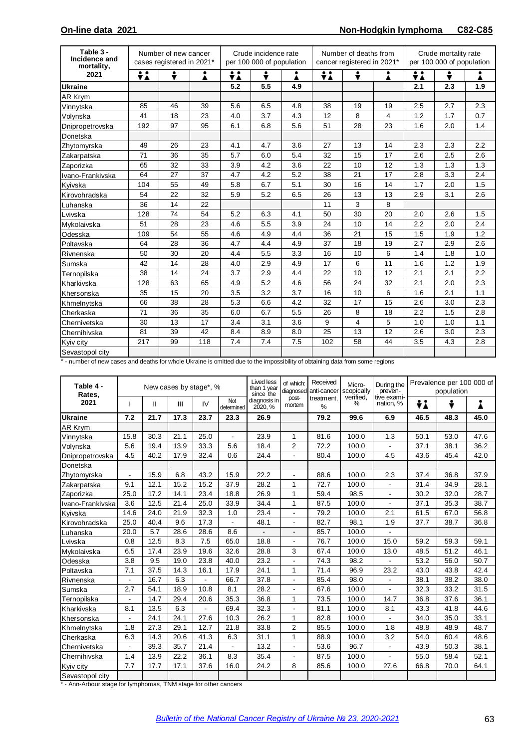**On-line data 2021** **Non-Hodgkin lymphoma C82-C85**

| Table 3 - Incidence and mortality, 2021 | Number of new cancer cases registered in 2021* | | | Crude incidence rate per 100 000 of population | | | Number of deaths from cancer registered in 2021* | | | Crude mortality rate per 100 000 of population | | |
|---|---|---|---|---|---|---|---|---|---|---|---|---|
| | Both sexes | Male | Female | Both sexes | Male | Female | Both sexes | Male | Female | Both sexes | Male | Female |
| **Ukraine** | | | | **5.2** | **5.5** | **4.9** | | | | **2.1** | **2.3** | **1.9** |
| AR Krym | | | | | | | | | | | | |
| Vinnytska | 85 | 46 | 39 | 5.6 | 6.5 | 4.8 | 38 | 19 | 19 | 2.5 | 2.7 | 2.3 |
| Volynska | 41 | 18 | 23 | 4.0 | 3.7 | 4.3 | 12 | 8 | 4 | 1.2 | 1.7 | 0.7 |
| Dnipropetrovska | 192 | 97 | 95 | 6.1 | 6.8 | 5.6 | 51 | 28 | 23 | 1.6 | 2.0 | 1.4 |
| Donetska | | | | | | | | | | | | |
| Zhytomyrska | 49 | 26 | 23 | 4.1 | 4.7 | 3.6 | 27 | 13 | 14 | 2.3 | 2.3 | 2.2 |
| Zakarpatska | 71 | 36 | 35 | 5.7 | 6.0 | 5.4 | 32 | 15 | 17 | 2.6 | 2.5 | 2.6 |
| Zaporizka | 65 | 32 | 33 | 3.9 | 4.2 | 3.6 | 22 | 10 | 12 | 1.3 | 1.3 | 1.3 |
| Ivano-Frankivska | 64 | 27 | 37 | 4.7 | 4.2 | 5.2 | 38 | 21 | 17 | 2.8 | 3.3 | 2.4 |
| Kyivska | 104 | 55 | 49 | 5.8 | 6.7 | 5.1 | 30 | 16 | 14 | 1.7 | 2.0 | 1.5 |
| Kirovohradska | 54 | 22 | 32 | 5.9 | 5.2 | 6.5 | 26 | 13 | 13 | 2.9 | 3.1 | 2.6 |
| Luhanska | 36 | 14 | 22 | | | | 11 | 3 | 8 | | | |
| Lvivska | 128 | 74 | 54 | 5.2 | 6.3 | 4.1 | 50 | 30 | 20 | 2.0 | 2.6 | 1.5 |
| Mykolaivska | 51 | 28 | 23 | 4.6 | 5.5 | 3.9 | 24 | 10 | 14 | 2.2 | 2.0 | 2.4 |
| Odesska | 109 | 54 | 55 | 4.6 | 4.9 | 4.4 | 36 | 21 | 15 | 1.5 | 1.9 | 1.2 |
| Poltavska | 64 | 28 | 36 | 4.7 | 4.4 | 4.9 | 37 | 18 | 19 | 2.7 | 2.9 | 2.6 |
| Rivnenska | 50 | 30 | 20 | 4.4 | 5.5 | 3.3 | 16 | 10 | 6 | 1.4 | 1.8 | 1.0 |
| Sumska | 42 | 14 | 28 | 4.0 | 2.9 | 4.9 | 17 | 6 | 11 | 1.6 | 1.2 | 1.9 |
| Ternopilska | 38 | 14 | 24 | 3.7 | 2.9 | 4.4 | 22 | 10 | 12 | 2.1 | 2.1 | 2.2 |
| Kharkivska | 128 | 63 | 65 | 4.9 | 5.2 | 4.6 | 56 | 24 | 32 | 2.1 | 2.0 | 2.3 |
| Khersonska | 35 | 15 | 20 | 3.5 | 3.2 | 3.7 | 16 | 10 | 6 | 1.6 | 2.1 | 1.1 |
| Khmelnytska | 66 | 38 | 28 | 5.3 | 6.6 | 4.2 | 32 | 17 | 15 | 2.6 | 3.0 | 2.3 |
| Cherkaska | 71 | 36 | 35 | 6.0 | 6.7 | 5.5 | 26 | 8 | 18 | 2.2 | 1.5 | 2.8 |
| Chernivetska | 30 | 13 | 17 | 3.4 | 3.1 | 3.6 | 9 | 4 | 5 | 1.0 | 1.0 | 1.1 |
| Chernihivska | 81 | 39 | 42 | 8.4 | 8.9 | 8.0 | 25 | 13 | 12 | 2.6 | 3.0 | 2.3 |
| Kyiv city | 217 | 99 | 118 | 7.4 | 7.4 | 7.5 | 102 | 58 | 44 | 3.5 | 4.3 | 2.8 |
| Sevastopol city | | | | | | | | | | | | |

\* - number of new cases and deaths for whole Ukraine is omitted due to the impossibility of obtaining data from some regions

| Table 4 - Rates, 2021 | New cases by stage*, % | | | | | Lived less than 1 year since the diagnosis in 2020, % | of which: diagnosed post-mortem | Received anti-cancer treatment, % | Micro-scopically verified, % | During the preventive examination, % | Prevalence per 100 000 of population | | |
|---|---|---|---|---|---|---|---|---|---|---|---|---|---|
| | I | II | III | IV | Not determined | | | | | | Both sexes | Male | Female |
| **Ukraine** | **7.2** | **21.7** | **17.3** | **23.7** | **23.3** | **26.9** | | **79.2** | **99.6** | **6.9** | **46.5** | **48.3** | **45.0** |
| AR Krym | | | | | | | | | | | | | |
| Vinnytska | 15.8 | 30.3 | 21.1 | 25.0 | - | 23.9 | 1 | 81.6 | 100.0 | 1.3 | 50.1 | 53.0 | 47.6 |
| Volynska | 5.6 | 19.4 | 13.9 | 33.3 | 5.6 | 18.4 | 2 | 72.2 | 100.0 | - | 37.1 | 38.1 | 36.2 |
| Dnipropetrovska | 4.5 | 40.2 | 17.9 | 32.4 | 0.6 | 24.4 | - | 80.4 | 100.0 | 4.5 | 43.6 | 45.4 | 42.0 |
| Donetska | | | | | | | | | | | | | |
| Zhytomyrska | - | 15.9 | 6.8 | 43.2 | 15.9 | 22.2 | - | 88.6 | 100.0 | 2.3 | 37.4 | 36.8 | 37.9 |
| Zakarpatska | 9.1 | 12.1 | 15.2 | 15.2 | 37.9 | 28.2 | 1 | 72.7 | 100.0 | - | 31.4 | 34.9 | 28.1 |
| Zaporizka | 25.0 | 17.2 | 14.1 | 23.4 | 18.8 | 26.9 | 1 | 59.4 | 98.5 | - | 30.2 | 32.0 | 28.7 |
| Ivano-Frankivska | 3.6 | 12.5 | 21.4 | 25.0 | 33.9 | 34.4 | 1 | 87.5 | 100.0 | - | 37.1 | 35.3 | 38.7 |
| Kyivska | 14.6 | 24.0 | 21.9 | 32.3 | 1.0 | 23.4 | - | 79.2 | 100.0 | 2.1 | 61.5 | 67.0 | 56.8 |
| Kirovohradska | 25.0 | 40.4 | 9.6 | 17.3 | - | 48.1 | - | 82.7 | 98.1 | 1.9 | 37.7 | 38.7 | 36.8 |
| Luhanska | 20.0 | 5.7 | 28.6 | 28.6 | 8.6 | - | - | 85.7 | 100.0 | - | | | |
| Lvivska | 0.8 | 12.5 | 8.3 | 7.5 | 65.0 | 18.8 | - | 76.7 | 100.0 | 15.0 | 59.2 | 59.3 | 59.1 |
| Mykolaivska | 6.5 | 17.4 | 23.9 | 19.6 | 32.6 | 28.8 | 3 | 67.4 | 100.0 | 13.0 | 48.5 | 51.2 | 46.1 |
| Odesska | 3.8 | 9.5 | 19.0 | 23.8 | 40.0 | 23.2 | - | 74.3 | 98.2 | - | 53.2 | 56.0 | 50.7 |
| Poltavska | 7.1 | 37.5 | 14.3 | 16.1 | 17.9 | 24.1 | 1 | 71.4 | 96.9 | 23.2 | 43.0 | 43.8 | 42.4 |
| Rivnenska | - | 16.7 | 6.3 | - | 66.7 | 37.8 | - | 85.4 | 98.0 | - | 38.1 | 38.2 | 38.0 |
| Sumska | 2.7 | 54.1 | 18.9 | 10.8 | 8.1 | 28.2 | - | 67.6 | 100.0 | - | 32.3 | 33.2 | 31.5 |
| Ternopilska | - | 14.7 | 29.4 | 20.6 | 35.3 | 36.8 | 1 | 73.5 | 100.0 | 14.7 | 36.8 | 37.6 | 36.1 |
| Kharkivska | 8.1 | 13.5 | 6.3 | - | 69.4 | 32.3 | - | 81.1 | 100.0 | 8.1 | 43.3 | 41.8 | 44.6 |
| Khersonska | - | 24.1 | 24.1 | 27.6 | 10.3 | 26.2 | 1 | 82.8 | 100.0 | - | 34.0 | 35.0 | 33.1 |
| Khmelnytska | 1.8 | 27.3 | 29.1 | 12.7 | 21.8 | 33.8 | 2 | 85.5 | 100.0 | 1.8 | 48.8 | 48.9 | 48.7 |
| Cherkaska | 6.3 | 14.3 | 20.6 | 41.3 | 6.3 | 31.1 | 1 | 88.9 | 100.0 | 3.2 | 54.0 | 60.4 | 48.6 |
| Chernivetska | - | 39.3 | 35.7 | 21.4 | - | 13.2 | - | 53.6 | 96.7 | - | 43.9 | 50.3 | 38.1 |
| Chernihivska | 1.4 | 13.9 | 22.2 | 36.1 | 8.3 | 35.4 | - | 87.5 | 100.0 | - | 55.0 | 58.4 | 52.1 |
| Kyiv city | 7.7 | 17.7 | 17.1 | 37.6 | 16.0 | 24.2 | 8 | 85.6 | 100.0 | 27.6 | 66.8 | 70.0 | 64.1 |
| Sevastopol city | | | | | | | | | | | | | |

\* - Ann-Arbour stage for lymphomas, TNM stage for other cancers